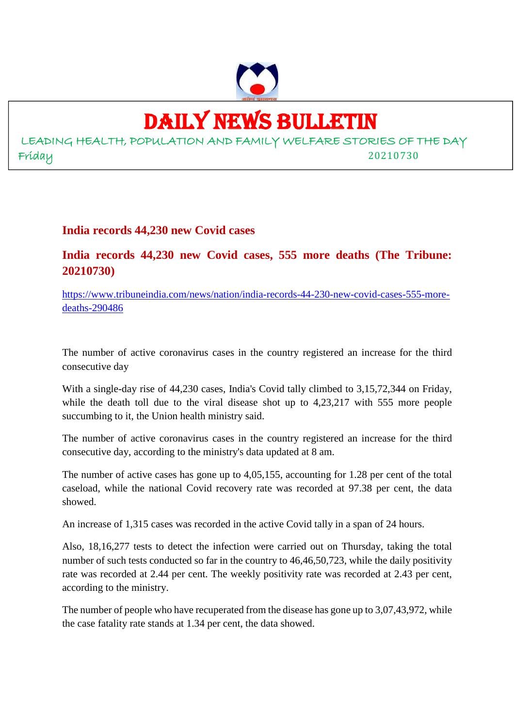# DAILY NEWS BULLETIN

LEADING HEALTH, POPULATION AND FAMILY WELFARE STORIES OF THE DAY

Friday 20210730

## India records 44,230 new Covid cases

## India records 44,230 new Covid cases, 555 more deaths (The Tribune: 20210730)

https://www.tribuneindia.com/news/nation/india-records-44-230-new-covid-cases-555-more-deaths-290486

The number of active coronavirus cases in the country registered an increase for the third consecutive day

With a single-day rise of 44,230 cases, India's Covid tally climbed to 3,15,72,344 on Friday, while the death toll due to the viral disease shot up to 4,23,217 with 555 more people succumbing to it, the Union health ministry said.

The number of active coronavirus cases in the country registered an increase for the third consecutive day, according to the ministry's data updated at 8 am.

The number of active cases has gone up to 4,05,155, accounting for 1.28 per cent of the total caseload, while the national Covid recovery rate was recorded at 97.38 per cent, the data showed.

An increase of 1,315 cases was recorded in the active Covid tally in a span of 24 hours.

Also, 18,16,277 tests to detect the infection were carried out on Thursday, taking the total number of such tests conducted so far in the country to 46,46,50,723, while the daily positivity rate was recorded at 2.44 per cent. The weekly positivity rate was recorded at 2.43 per cent, according to the ministry.

The number of people who have recuperated from the disease has gone up to 3,07,43,972, while the case fatality rate stands at 1.34 per cent, the data showed.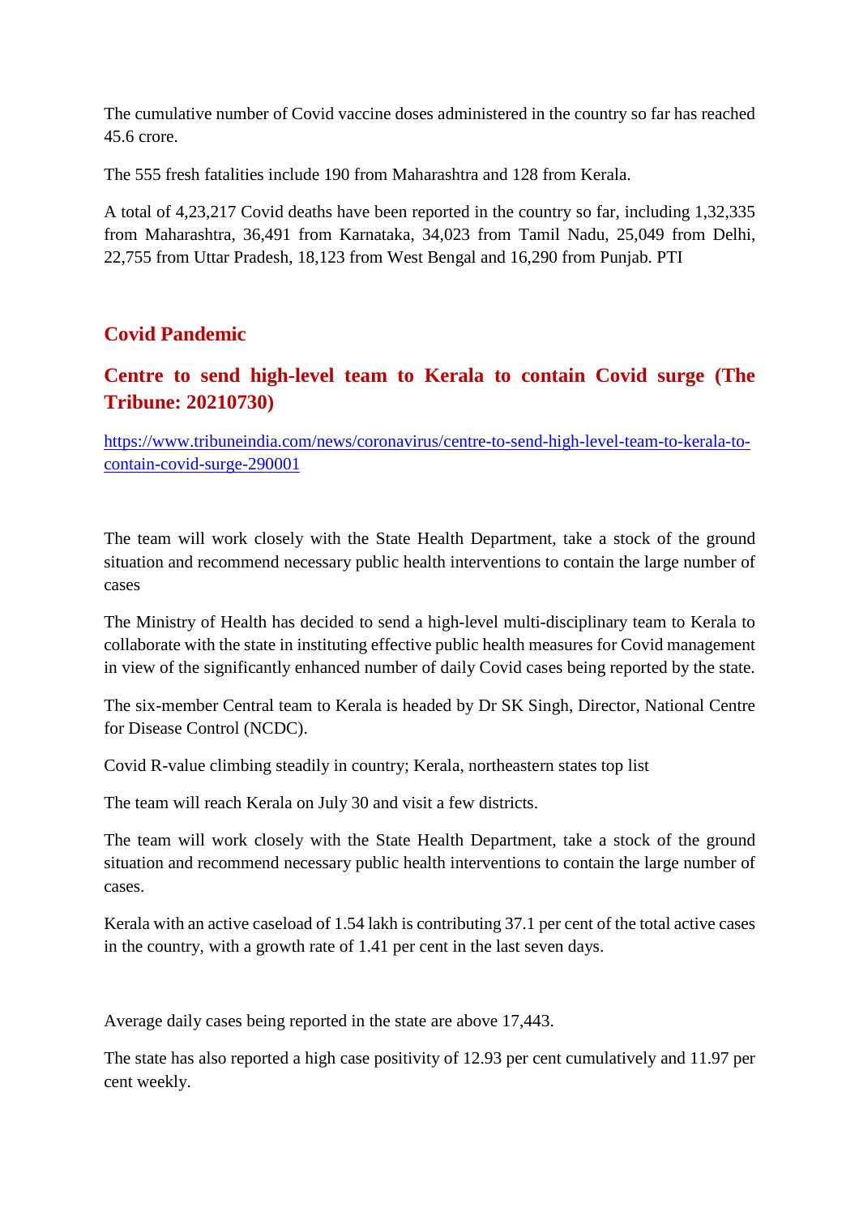The cumulative number of Covid vaccine doses administered in the country so far has reached 45.6 crore.

The 555 fresh fatalities include 190 from Maharashtra and 128 from Kerala.

A total of 4,23,217 Covid deaths have been reported in the country so far, including 1,32,335 from Maharashtra, 36,491 from Karnataka, 34,023 from Tamil Nadu, 25,049 from Delhi, 22,755 from Uttar Pradesh, 18,123 from West Bengal and 16,290 from Punjab. PTI

## Covid Pandemic

## Centre to send high-level team to Kerala to contain Covid surge (The Tribune: 20210730)

https://www.tribuneindia.com/news/coronavirus/centre-to-send-high-level-team-to-kerala-to-contain-covid-surge-290001

The team will work closely with the State Health Department, take a stock of the ground situation and recommend necessary public health interventions to contain the large number of cases

The Ministry of Health has decided to send a high-level multi-disciplinary team to Kerala to collaborate with the state in instituting effective public health measures for Covid management in view of the significantly enhanced number of daily Covid cases being reported by the state.

The six-member Central team to Kerala is headed by Dr SK Singh, Director, National Centre for Disease Control (NCDC).

Covid R-value climbing steadily in country; Kerala, northeastern states top list

The team will reach Kerala on July 30 and visit a few districts.

The team will work closely with the State Health Department, take a stock of the ground situation and recommend necessary public health interventions to contain the large number of cases.

Kerala with an active caseload of 1.54 lakh is contributing 37.1 per cent of the total active cases in the country, with a growth rate of 1.41 per cent in the last seven days.

Average daily cases being reported in the state are above 17,443.

The state has also reported a high case positivity of 12.93 per cent cumulatively and 11.97 per cent weekly.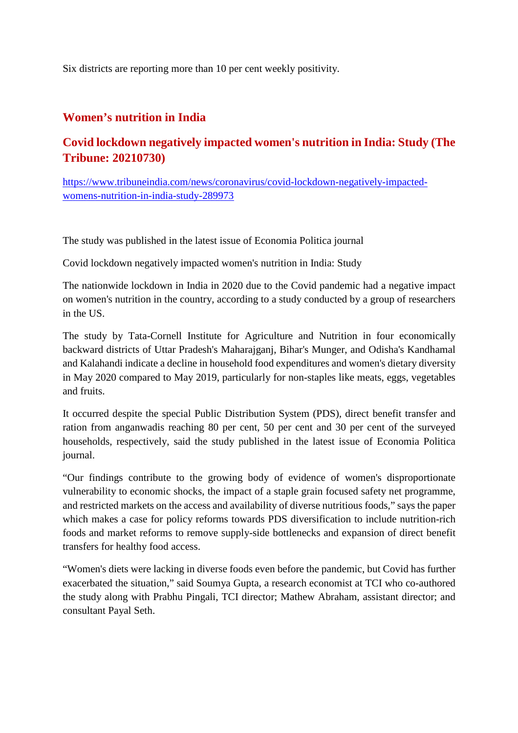Six districts are reporting more than 10 per cent weekly positivity.

## Women’s nutrition in India

## Covid lockdown negatively impacted women's nutrition in India: Study (The Tribune: 20210730)

https://www.tribuneindia.com/news/coronavirus/covid-lockdown-negatively-impacted-womens-nutrition-in-india-study-289973

The study was published in the latest issue of Economia Politica journal

Covid lockdown negatively impacted women's nutrition in India: Study

The nationwide lockdown in India in 2020 due to the Covid pandemic had a negative impact on women's nutrition in the country, according to a study conducted by a group of researchers in the US.

The study by Tata-Cornell Institute for Agriculture and Nutrition in four economically backward districts of Uttar Pradesh's Maharajganj, Bihar's Munger, and Odisha's Kandhamal and Kalahandi indicate a decline in household food expenditures and women's dietary diversity in May 2020 compared to May 2019, particularly for non-staples like meats, eggs, vegetables and fruits.

It occurred despite the special Public Distribution System (PDS), direct benefit transfer and ration from anganwadis reaching 80 per cent, 50 per cent and 30 per cent of the surveyed households, respectively, said the study published in the latest issue of Economia Politica journal.

“Our findings contribute to the growing body of evidence of women's disproportionate vulnerability to economic shocks, the impact of a staple grain focused safety net programme, and restricted markets on the access and availability of diverse nutritious foods,” says the paper which makes a case for policy reforms towards PDS diversification to include nutrition-rich foods and market reforms to remove supply-side bottlenecks and expansion of direct benefit transfers for healthy food access.

“Women's diets were lacking in diverse foods even before the pandemic, but Covid has further exacerbated the situation,” said Soumya Gupta, a research economist at TCI who co-authored the study along with Prabhu Pingali, TCI director; Mathew Abraham, assistant director; and consultant Payal Seth.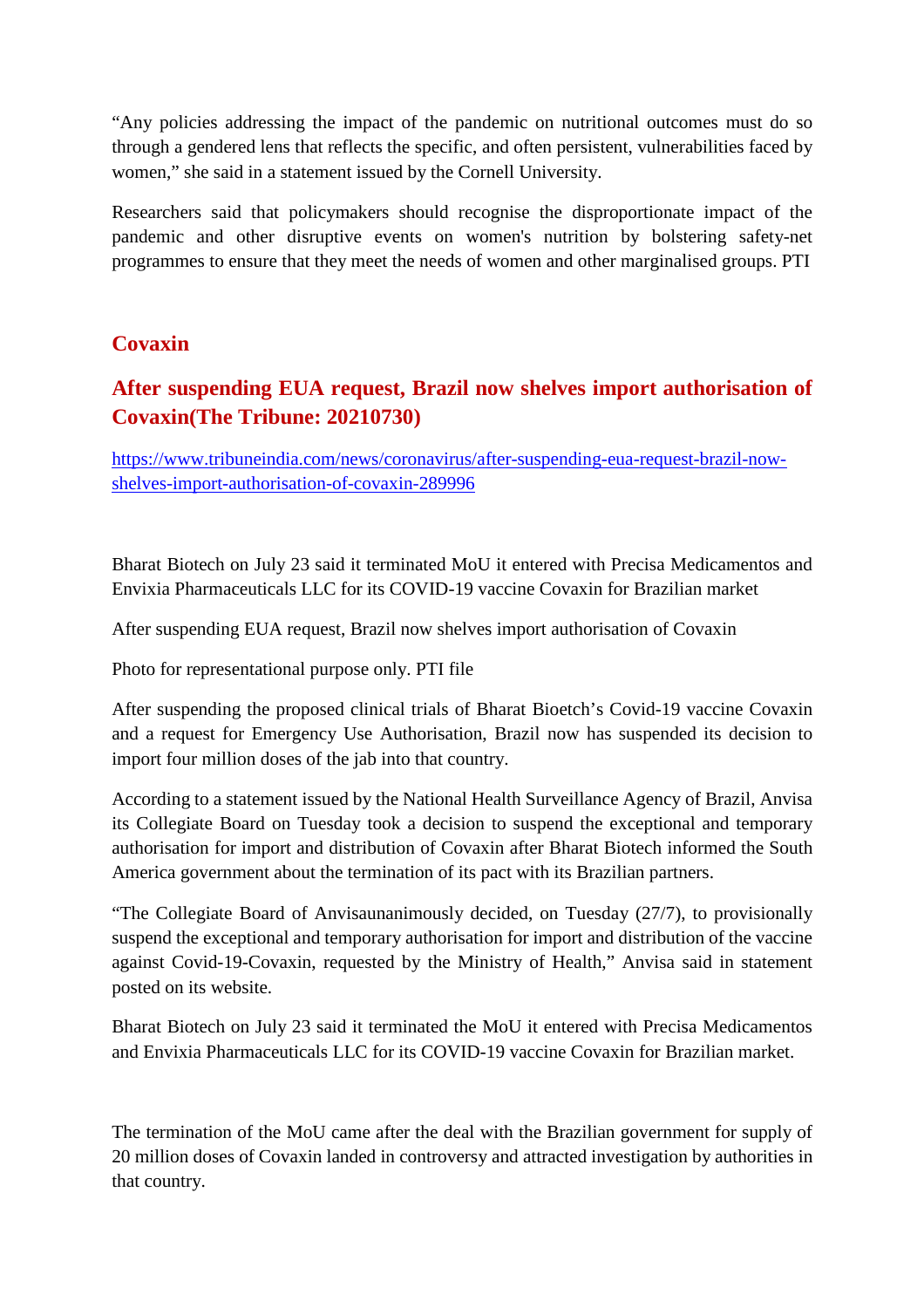"Any policies addressing the impact of the pandemic on nutritional outcomes must do so through a gendered lens that reflects the specific, and often persistent, vulnerabilities faced by women," she said in a statement issued by the Cornell University.

Researchers said that policymakers should recognise the disproportionate impact of the pandemic and other disruptive events on women's nutrition by bolstering safety-net programmes to ensure that they meet the needs of women and other marginalised groups. PTI

## Covaxin

## After suspending EUA request, Brazil now shelves import authorisation of Covaxin(The Tribune: 20210730)

https://www.tribuneindia.com/news/coronavirus/after-suspending-eua-request-brazil-now-shelves-import-authorisation-of-covaxin-289996

Bharat Biotech on July 23 said it terminated MoU it entered with Precisa Medicamentos and Envixia Pharmaceuticals LLC for its COVID-19 vaccine Covaxin for Brazilian market

After suspending EUA request, Brazil now shelves import authorisation of Covaxin

Photo for representational purpose only. PTI file

After suspending the proposed clinical trials of Bharat Bioetch's Covid-19 vaccine Covaxin and a request for Emergency Use Authorisation, Brazil now has suspended its decision to import four million doses of the jab into that country.

According to a statement issued by the National Health Surveillance Agency of Brazil, Anvisa its Collegiate Board on Tuesday took a decision to suspend the exceptional and temporary authorisation for import and distribution of Covaxin after Bharat Biotech informed the South America government about the termination of its pact with its Brazilian partners.

"The Collegiate Board of Anvisaunanimously decided, on Tuesday (27/7), to provisionally suspend the exceptional and temporary authorisation for import and distribution of the vaccine against Covid-19-Covaxin, requested by the Ministry of Health," Anvisa said in statement posted on its website.

Bharat Biotech on July 23 said it terminated the MoU it entered with Precisa Medicamentos and Envixia Pharmaceuticals LLC for its COVID-19 vaccine Covaxin for Brazilian market.

The termination of the MoU came after the deal with the Brazilian government for supply of 20 million doses of Covaxin landed in controversy and attracted investigation by authorities in that country.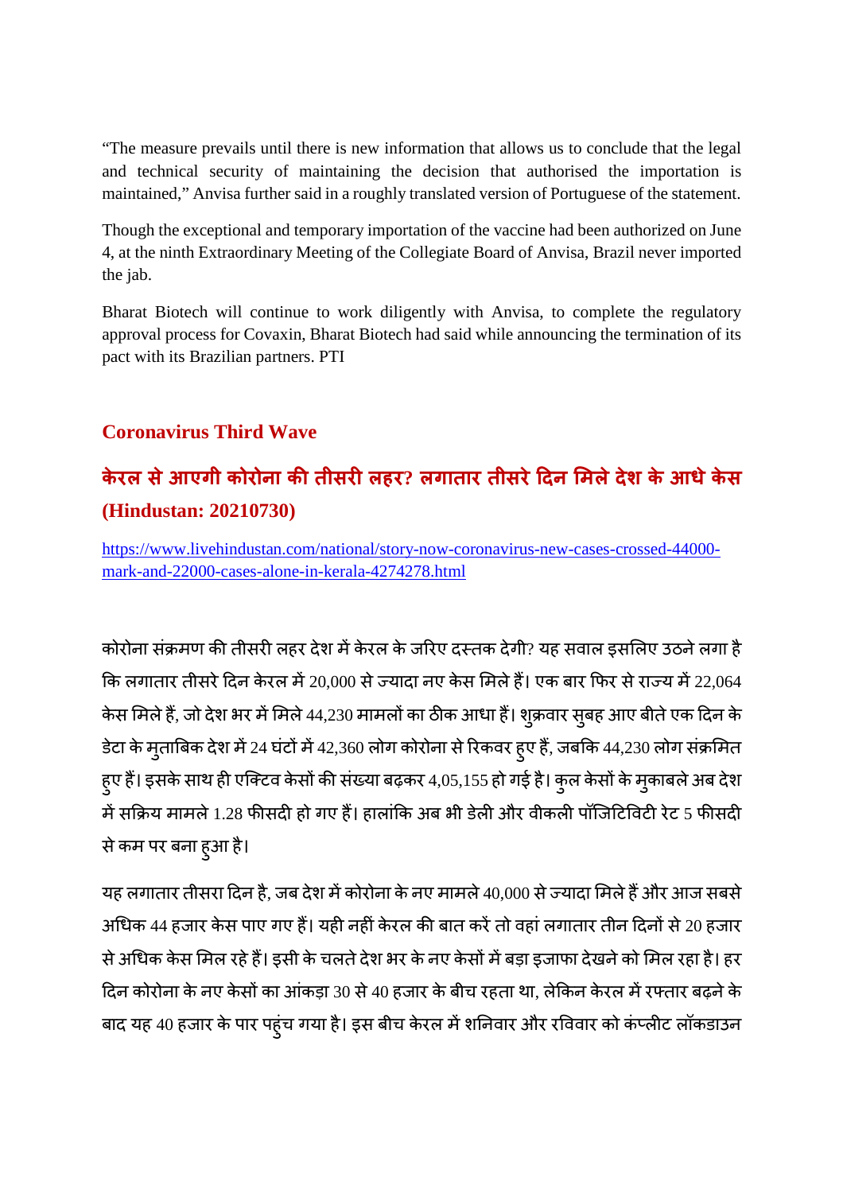"The measure prevails until there is new information that allows us to conclude that the legal and technical security of maintaining the decision that authorised the importation is maintained," Anvisa further said in a roughly translated version of Portuguese of the statement.

Though the exceptional and temporary importation of the vaccine had been authorized on June 4, at the ninth Extraordinary Meeting of the Collegiate Board of Anvisa, Brazil never imported the jab.

Bharat Biotech will continue to work diligently with Anvisa, to complete the regulatory approval process for Covaxin, Bharat Biotech had said while announcing the termination of its pact with its Brazilian partners. PTI

## Coronavirus Third Wave

### केरल से आएगी कोरोना की तीसरी लहर? लगातार तीसरे दिन मिले देश के आधे केस (Hindustan: 20210730)

https://www.livehindustan.com/national/story-now-coronavirus-new-cases-crossed-44000-mark-and-22000-cases-alone-in-kerala-4274278.html

कोरोना संक्रमण की तीसरी लहर देश में केरल के जरिए दस्तक देगी? यह सवाल इसलिए उठने लगा है कि लगातार तीसरे दिन केरल में 20,000 से ज्यादा नए केस मिले हैं। एक बार फिर से राज्य में 22,064 केस मिले हैं, जो देश भर में मिले 44,230 मामलों का ठीक आधा हैं। शुक्रवार सुबह आए बीते एक दिन के डेटा के मुताबिक देश में 24 घंटों में 42,360 लोग कोरोना से रिकवर हुए हैं, जबकि 44,230 लोग संक्रमित हुए हैं। इसके साथ ही एक्टिव केसों की संख्या बढ़कर 4,05,155 हो गई है। कुल केसों के मुकाबले अब देश में सक्रिय मामले 1.28 फीसदी हो गए हैं। हालांकि अब भी डेली और वीकली पॉजिटिविटी रेट 5 फीसदी से कम पर बना हुआ है।

यह लगातार तीसरा दिन है, जब देश में कोरोना के नए मामले 40,000 से ज्यादा मिले हैं और आज सबसे अधिक 44 हजार केस पाए गए हैं। यही नहीं केरल की बात करें तो वहां लगातार तीन दिनों से 20 हजार से अधिक केस मिल रहे हैं। इसी के चलते देश भर के नए केसों में बड़ा इजाफा देखने को मिल रहा है। हर दिन कोरोना के नए केसों का आंकड़ा 30 से 40 हजार के बीच रहता था, लेकिन केरल में रफ्तार बढ़ने के बाद यह 40 हजार के पार पहुंच गया है। इस बीच केरल में शनिवार और रविवार को कंप्लीट लॉकडाउन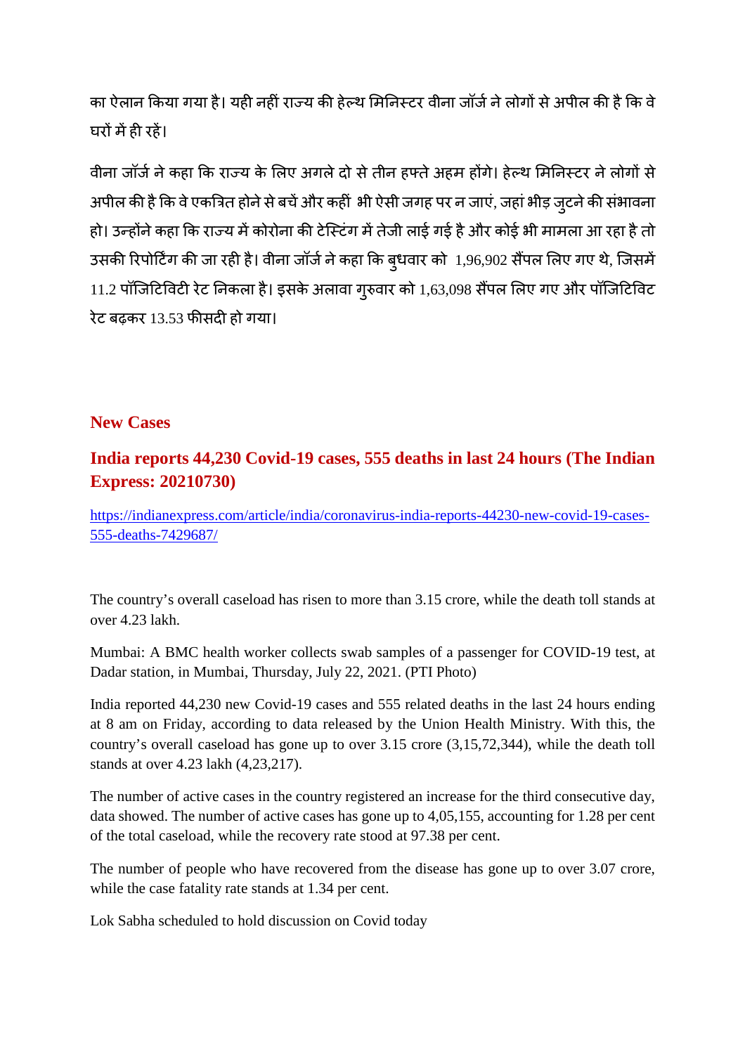का ऐलान किया गया है। यही नहीं राज्य की हेल्थ मिनिस्टर वीना जॉर्ज ने लोगों से अपील की है कि वे घरों में ही रहें।

वीना जॉर्ज ने कहा कि राज्य के लिए अगले दो से तीन हफ्ते अहम होंगे। हेल्थ मिनिस्टर ने लोगों से अपील की है कि वे एकत्रित होने से बचें और कहीं भी ऐसी जगह पर न जाएं, जहां भीड़ जुटने की संभावना हो। उन्होंने कहा कि राज्य में कोरोना की टेस्टिंग में तेजी लाई गई है और कोई भी मामला आ रहा है तो उसकी रिपोर्टिंग की जा रही है। वीना जॉर्ज ने कहा कि बुधवार को 1,96,902 सैंपल लिए गए थे, जिसमें 11.2 पॉजिटिविटी रेट निकला है। इसके अलावा गुरुवार को 1,63,098 सैंपल लिए गए और पॉजिटिविट रेट बढ़कर 13.53 फीसदी हो गया।

## New Cases

## India reports 44,230 Covid-19 cases, 555 deaths in last 24 hours (The Indian Express: 20210730)

https://indianexpress.com/article/india/coronavirus-india-reports-44230-new-covid-19-cases-555-deaths-7429687/

The country's overall caseload has risen to more than 3.15 crore, while the death toll stands at over 4.23 lakh.

Mumbai: A BMC health worker collects swab samples of a passenger for COVID-19 test, at Dadar station, in Mumbai, Thursday, July 22, 2021. (PTI Photo)

India reported 44,230 new Covid-19 cases and 555 related deaths in the last 24 hours ending at 8 am on Friday, according to data released by the Union Health Ministry. With this, the country's overall caseload has gone up to over 3.15 crore (3,15,72,344), while the death toll stands at over 4.23 lakh (4,23,217).

The number of active cases in the country registered an increase for the third consecutive day, data showed. The number of active cases has gone up to 4,05,155, accounting for 1.28 per cent of the total caseload, while the recovery rate stood at 97.38 per cent.

The number of people who have recovered from the disease has gone up to over 3.07 crore, while the case fatality rate stands at 1.34 per cent.

Lok Sabha scheduled to hold discussion on Covid today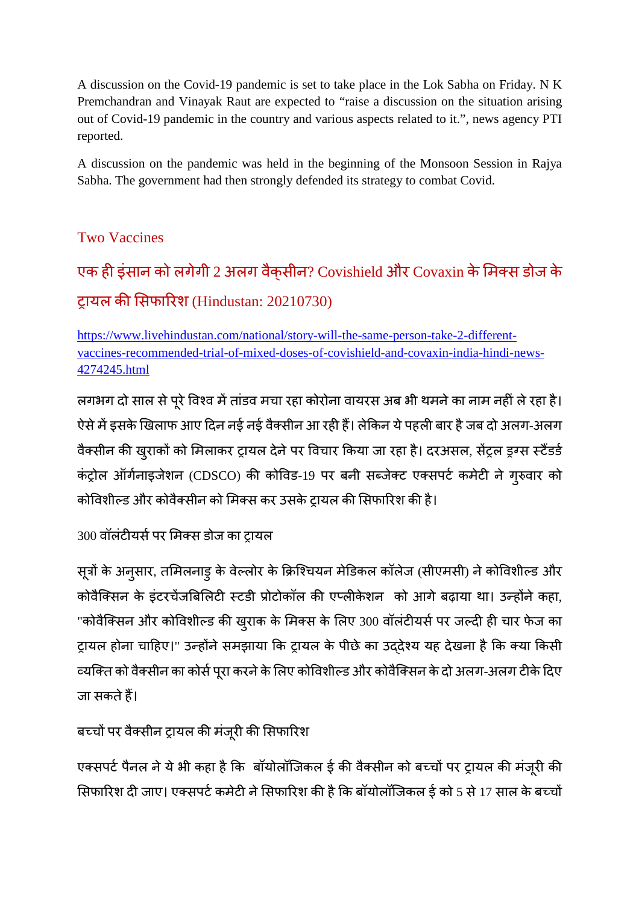A discussion on the Covid-19 pandemic is set to take place in the Lok Sabha on Friday. N K Premchandran and Vinayak Raut are expected to “raise a discussion on the situation arising out of Covid-19 pandemic in the country and various aspects related to it.”, news agency PTI reported.

A discussion on the pandemic was held in the beginning of the Monsoon Session in Rajya Sabha. The government had then strongly defended its strategy to combat Covid.

## Two Vaccines

### एक ही इंसान को लगेगी 2 अलग वैक्सीन? Covishield और Covaxin के मिक्स डोज के ट्रायल की सिफारिश (Hindustan: 20210730)

https://www.livehindustan.com/national/story-will-the-same-person-take-2-different-vaccines-recommended-trial-of-mixed-doses-of-covishield-and-covaxin-india-hindi-news-4274245.html

लगभग दो साल से पूरे विश्व में तांडव मचा रहा कोरोना वायरस अब भी थमने का नाम नहीं ले रहा है। ऐसे में इसके खिलाफ आए दिन नई नई वैक्सीन आ रही हैं। लेकिन ये पहली बार है जब दो अलग-अलग वैक्सीन की खुराकों को मिलाकर ट्रायल देने पर विचार किया जा रहा है। दरअसल, सेंट्रल ड्रग्स स्टैंडर्ड कंट्रोल ऑर्गनाइजेशन (CDSCO) की कोविड-19 पर बनी सब्जेक्ट एक्सपर्ट कमेटी ने गुरुवार को कोविशील्ड और कोवैक्सीन को मिक्स कर उसके ट्रायल की सिफारिश की है।

300 वॉलंटीयर्स पर मिक्स डोज का ट्रायल

सूत्रों के अनुसार, तमिलनाडु के वेल्लोर के क्रिश्चियन मेडिकल कॉलेज (सीएमसी) ने कोविशील्ड और कोवैक्सिन के इंटरचेंजबिलिटी स्टडी प्रोटोकॉल की एप्लीकेशन को आगे बढ़ाया था। उन्होंने कहा, "कोवैक्सिन और कोविशील्ड की खुराक के मिक्स के लिए 300 वॉलंटीयर्स पर जल्दी ही चार फेज का ट्रायल होना चाहिए।" उन्होंने समझाया कि ट्रायल के पीछे का उद्देश्य यह देखना है कि क्या किसी व्यक्ति को वैक्सीन का कोर्स पूरा करने के लिए कोविशील्ड और कोवैक्सिन के दो अलग-अलग टीके दिए जा सकते हैं।

बच्चों पर वैक्सीन ट्रायल की मंजूरी की सिफारिश

एक्सपर्ट पैनल ने ये भी कहा है कि बॉयोलॉजिकल ई की वैक्सीन को बच्चों पर ट्रायल की मंजूरी की सिफारिश दी जाए। एक्सपर्ट कमेटी ने सिफारिश की है कि बॉयोलॉजिकल ई को 5 से 17 साल के बच्चों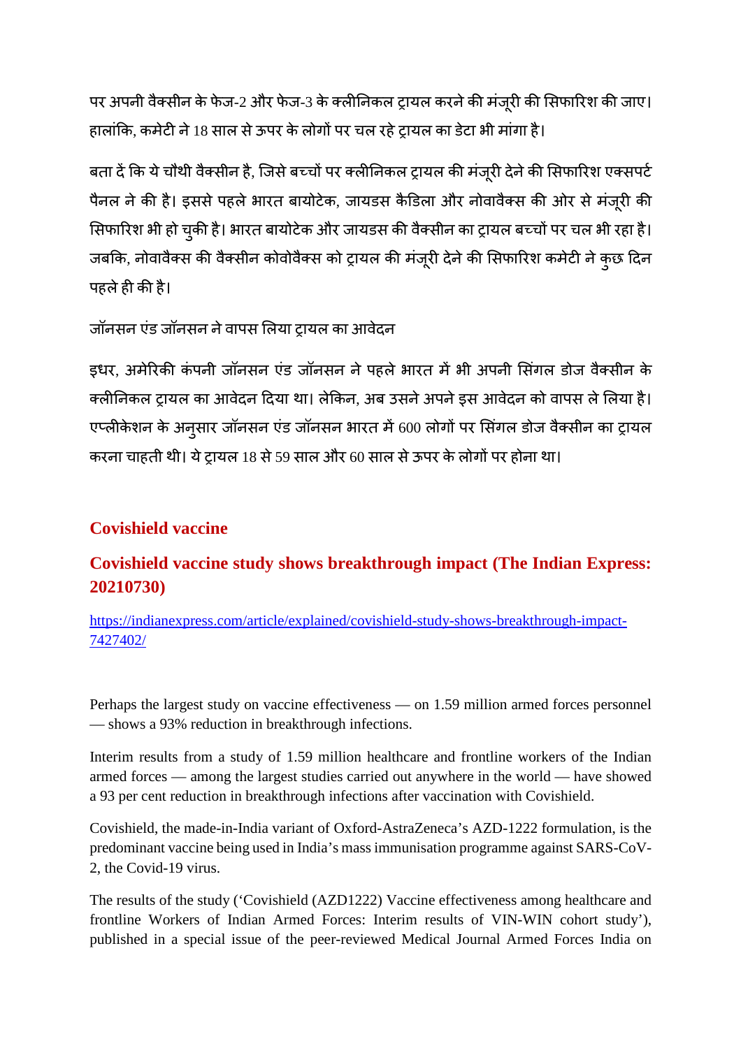पर अपनी वैक्सीन के फेज-2 और फेज-3 के क्लीनिकल ट्रायल करने की मंजूरी की सिफारिश की जाए। हालांकि, कमेटी ने 18 साल से ऊपर के लोगों पर चल रहे ट्रायल का डेटा भी मांगा है।

बता दें कि ये चौथी वैक्सीन है, जिसे बच्चों पर क्लीनिकल ट्रायल की मंजूरी देने की सिफारिश एक्सपर्ट पैनल ने की है। इससे पहले भारत बायोटेक, जायडस कैडिला और नोवावैक्स की ओर से मंजूरी की सिफारिश भी हो चुकी है। भारत बायोटेक और जायडस की वैक्सीन का ट्रायल बच्चों पर चल भी रहा है। जबकि, नोवावैक्स की वैक्सीन कोवोवैक्स को ट्रायल की मंजूरी देने की सिफारिश कमेटी ने कुछ दिन पहले ही की है।

जॉनसन एंड जॉनसन ने वापस लिया ट्रायल का आवेदन

इधर, अमेरिकी कंपनी जॉनसन एंड जॉनसन ने पहले भारत में भी अपनी सिंगल डोज वैक्सीन के क्लीनिकल ट्रायल का आवेदन दिया था। लेकिन, अब उसने अपने इस आवेदन को वापस ले लिया है। एप्लीकेशन के अनुसार जॉनसन एंड जॉनसन भारत में 600 लोगों पर सिंगल डोज वैक्सीन का ट्रायल करना चाहती थी। ये ट्रायल 18 से 59 साल और 60 साल से ऊपर के लोगों पर होना था।

## Covishield vaccine

## Covishield vaccine study shows breakthrough impact (The Indian Express: 20210730)

https://indianexpress.com/article/explained/covishield-study-shows-breakthrough-impact-7427402/

Perhaps the largest study on vaccine effectiveness — on 1.59 million armed forces personnel — shows a 93% reduction in breakthrough infections.

Interim results from a study of 1.59 million healthcare and frontline workers of the Indian armed forces — among the largest studies carried out anywhere in the world — have showed a 93 per cent reduction in breakthrough infections after vaccination with Covishield.

Covishield, the made-in-India variant of Oxford-AstraZeneca's AZD-1222 formulation, is the predominant vaccine being used in India's mass immunisation programme against SARS-CoV-2, the Covid-19 virus.

The results of the study ('Covishield (AZD1222) Vaccine effectiveness among healthcare and frontline Workers of Indian Armed Forces: Interim results of VIN-WIN cohort study'), published in a special issue of the peer-reviewed Medical Journal Armed Forces India on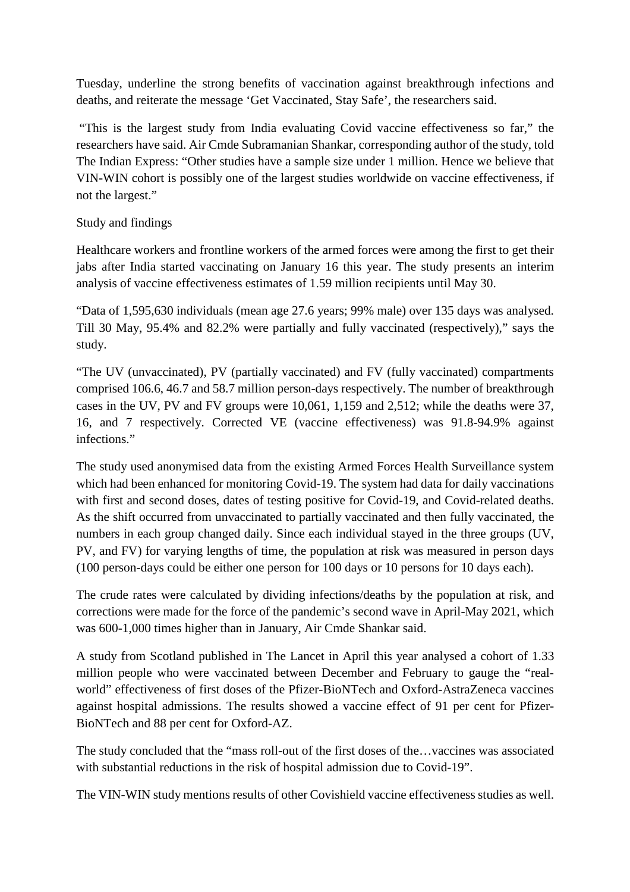Tuesday, underline the strong benefits of vaccination against breakthrough infections and deaths, and reiterate the message 'Get Vaccinated, Stay Safe', the researchers said.

"This is the largest study from India evaluating Covid vaccine effectiveness so far," the researchers have said. Air Cmde Subramanian Shankar, corresponding author of the study, told The Indian Express: "Other studies have a sample size under 1 million. Hence we believe that VIN-WIN cohort is possibly one of the largest studies worldwide on vaccine effectiveness, if not the largest."

Study and findings

Healthcare workers and frontline workers of the armed forces were among the first to get their jabs after India started vaccinating on January 16 this year. The study presents an interim analysis of vaccine effectiveness estimates of 1.59 million recipients until May 30.

"Data of 1,595,630 individuals (mean age 27.6 years; 99% male) over 135 days was analysed. Till 30 May, 95.4% and 82.2% were partially and fully vaccinated (respectively)," says the study.

"The UV (unvaccinated), PV (partially vaccinated) and FV (fully vaccinated) compartments comprised 106.6, 46.7 and 58.7 million person-days respectively. The number of breakthrough cases in the UV, PV and FV groups were 10,061, 1,159 and 2,512; while the deaths were 37, 16, and 7 respectively. Corrected VE (vaccine effectiveness) was 91.8-94.9% against infections."

The study used anonymised data from the existing Armed Forces Health Surveillance system which had been enhanced for monitoring Covid-19. The system had data for daily vaccinations with first and second doses, dates of testing positive for Covid-19, and Covid-related deaths. As the shift occurred from unvaccinated to partially vaccinated and then fully vaccinated, the numbers in each group changed daily. Since each individual stayed in the three groups (UV, PV, and FV) for varying lengths of time, the population at risk was measured in person days (100 person-days could be either one person for 100 days or 10 persons for 10 days each).

The crude rates were calculated by dividing infections/deaths by the population at risk, and corrections were made for the force of the pandemic's second wave in April-May 2021, which was 600-1,000 times higher than in January, Air Cmde Shankar said.

A study from Scotland published in The Lancet in April this year analysed a cohort of 1.33 million people who were vaccinated between December and February to gauge the "real-world" effectiveness of first doses of the Pfizer-BioNTech and Oxford-AstraZeneca vaccines against hospital admissions. The results showed a vaccine effect of 91 per cent for Pfizer-BioNTech and 88 per cent for Oxford-AZ.

The study concluded that the "mass roll-out of the first doses of the…vaccines was associated with substantial reductions in the risk of hospital admission due to Covid-19".

The VIN-WIN study mentions results of other Covishield vaccine effectiveness studies as well.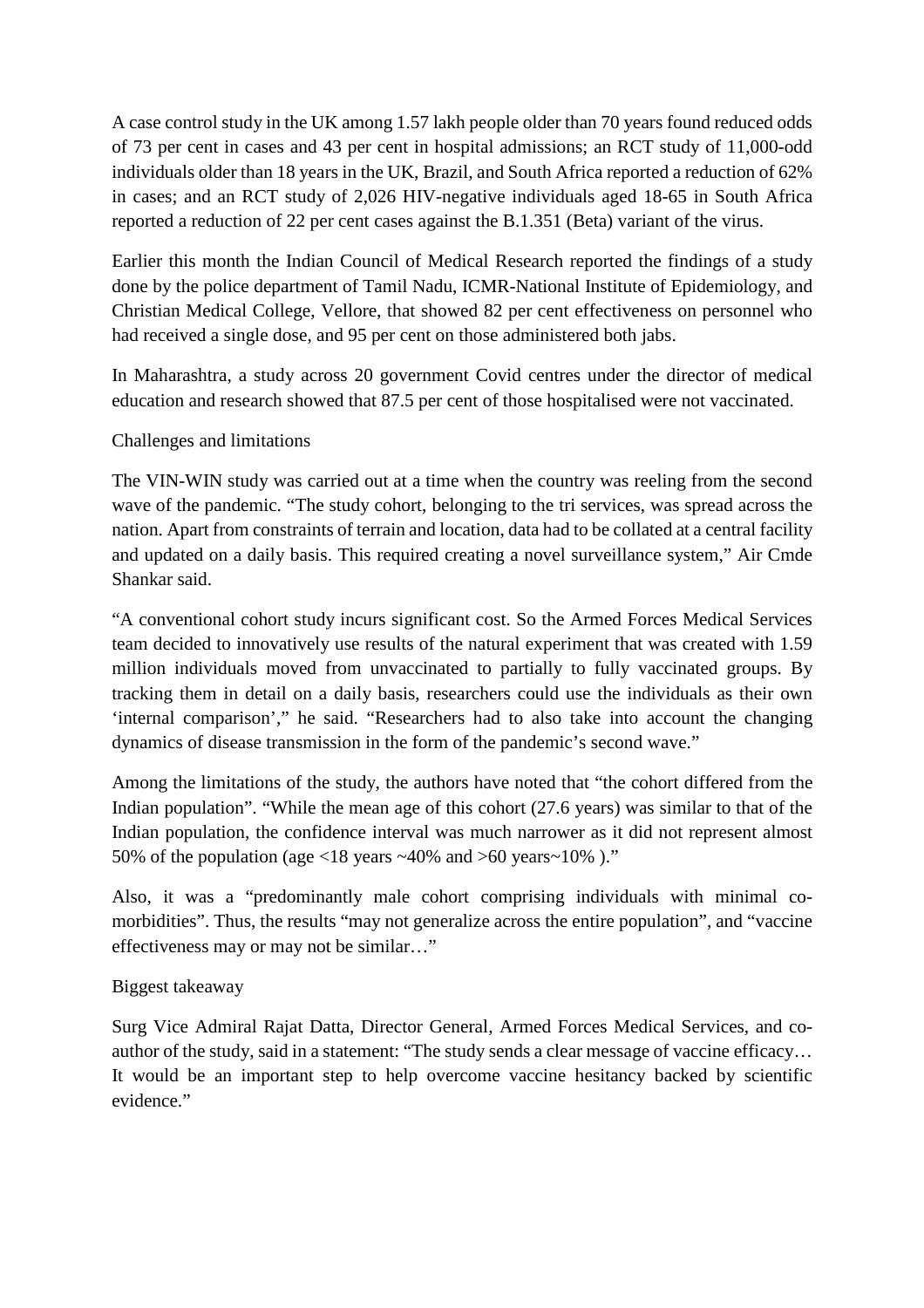A case control study in the UK among 1.57 lakh people older than 70 years found reduced odds of 73 per cent in cases and 43 per cent in hospital admissions; an RCT study of 11,000-odd individuals older than 18 years in the UK, Brazil, and South Africa reported a reduction of 62% in cases; and an RCT study of 2,026 HIV-negative individuals aged 18-65 in South Africa reported a reduction of 22 per cent cases against the B.1.351 (Beta) variant of the virus.

Earlier this month the Indian Council of Medical Research reported the findings of a study done by the police department of Tamil Nadu, ICMR-National Institute of Epidemiology, and Christian Medical College, Vellore, that showed 82 per cent effectiveness on personnel who had received a single dose, and 95 per cent on those administered both jabs.

In Maharashtra, a study across 20 government Covid centres under the director of medical education and research showed that 87.5 per cent of those hospitalised were not vaccinated.

## Challenges and limitations

The VIN-WIN study was carried out at a time when the country was reeling from the second wave of the pandemic. "The study cohort, belonging to the tri services, was spread across the nation. Apart from constraints of terrain and location, data had to be collated at a central facility and updated on a daily basis. This required creating a novel surveillance system," Air Cmde Shankar said.

"A conventional cohort study incurs significant cost. So the Armed Forces Medical Services team decided to innovatively use results of the natural experiment that was created with 1.59 million individuals moved from unvaccinated to partially to fully vaccinated groups. By tracking them in detail on a daily basis, researchers could use the individuals as their own 'internal comparison'," he said. "Researchers had to also take into account the changing dynamics of disease transmission in the form of the pandemic's second wave."

Among the limitations of the study, the authors have noted that "the cohort differed from the Indian population". "While the mean age of this cohort (27.6 years) was similar to that of the Indian population, the confidence interval was much narrower as it did not represent almost 50% of the population (age <18 years ~40% and >60 years~10% )."

Also, it was a "predominantly male cohort comprising individuals with minimal co-morbidities". Thus, the results "may not generalize across the entire population", and "vaccine effectiveness may or may not be similar…"

## Biggest takeaway

Surg Vice Admiral Rajat Datta, Director General, Armed Forces Medical Services, and co-author of the study, said in a statement: "The study sends a clear message of vaccine efficacy… It would be an important step to help overcome vaccine hesitancy backed by scientific evidence."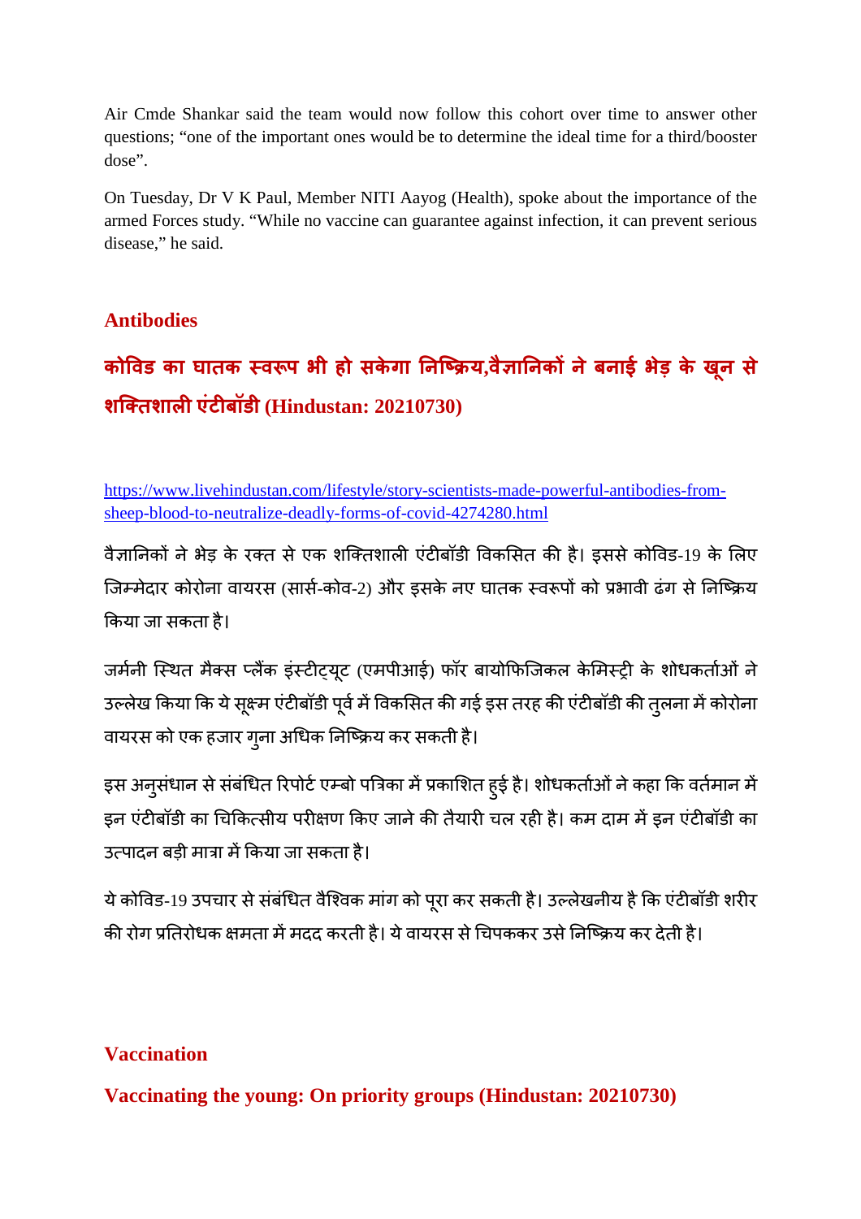Air Cmde Shankar said the team would now follow this cohort over time to answer other questions; "one of the important ones would be to determine the ideal time for a third/booster dose".

On Tuesday, Dr V K Paul, Member NITI Aayog (Health), spoke about the importance of the armed Forces study. "While no vaccine can guarantee against infection, it can prevent serious disease," he said.

## Antibodies

### कोविड का घातक स्वरूप भी हो सकेगा निष्क्रिय,वैज्ञानिकों ने बनाई भेड़ के खून से शक्तिशाली एंटीबॉडी (Hindustan: 20210730)

https://www.livehindustan.com/lifestyle/story-scientists-made-powerful-antibodies-from-sheep-blood-to-neutralize-deadly-forms-of-covid-4274280.html

वैज्ञानिकों ने भेड़ के रक्त से एक शक्तिशाली एंटीबॉडी विकसित की है। इससे कोविड-19 के लिए जिम्मेदार कोरोना वायरस (सार्स-कोव-2) और इसके नए घातक स्वरूपों को प्रभावी ढंग से निष्क्रिय किया जा सकता है।

जर्मनी स्थित मैक्स प्लैंक इंस्टीट्यूट (एमपीआई) फॉर बायोफिजिकल केमिस्ट्री के शोधकर्ताओं ने उल्लेख किया कि ये सूक्ष्म एंटीबॉडी पूर्व में विकसित की गई इस तरह की एंटीबॉडी की तुलना में कोरोना वायरस को एक हजार गुना अधिक निष्क्रिय कर सकती है।

इस अनुसंधान से संबंधित रिपोर्ट एम्बो पत्रिका में प्रकाशित हुई है। शोधकर्ताओं ने कहा कि वर्तमान में इन एंटीबॉडी का चिकित्सीय परीक्षण किए जाने की तैयारी चल रही है। कम दाम में इन एंटीबॉडी का उत्पादन बड़ी मात्रा में किया जा सकता है।

ये कोविड-19 उपचार से संबंधित वैश्विक मांग को पूरा कर सकती है। उल्लेखनीय है कि एंटीबॉडी शरीर की रोग प्रतिरोधक क्षमता में मदद करती है। ये वायरस से चिपककर उसे निष्क्रिय कर देती है।

## Vaccination

### Vaccinating the young: On priority groups (Hindustan: 20210730)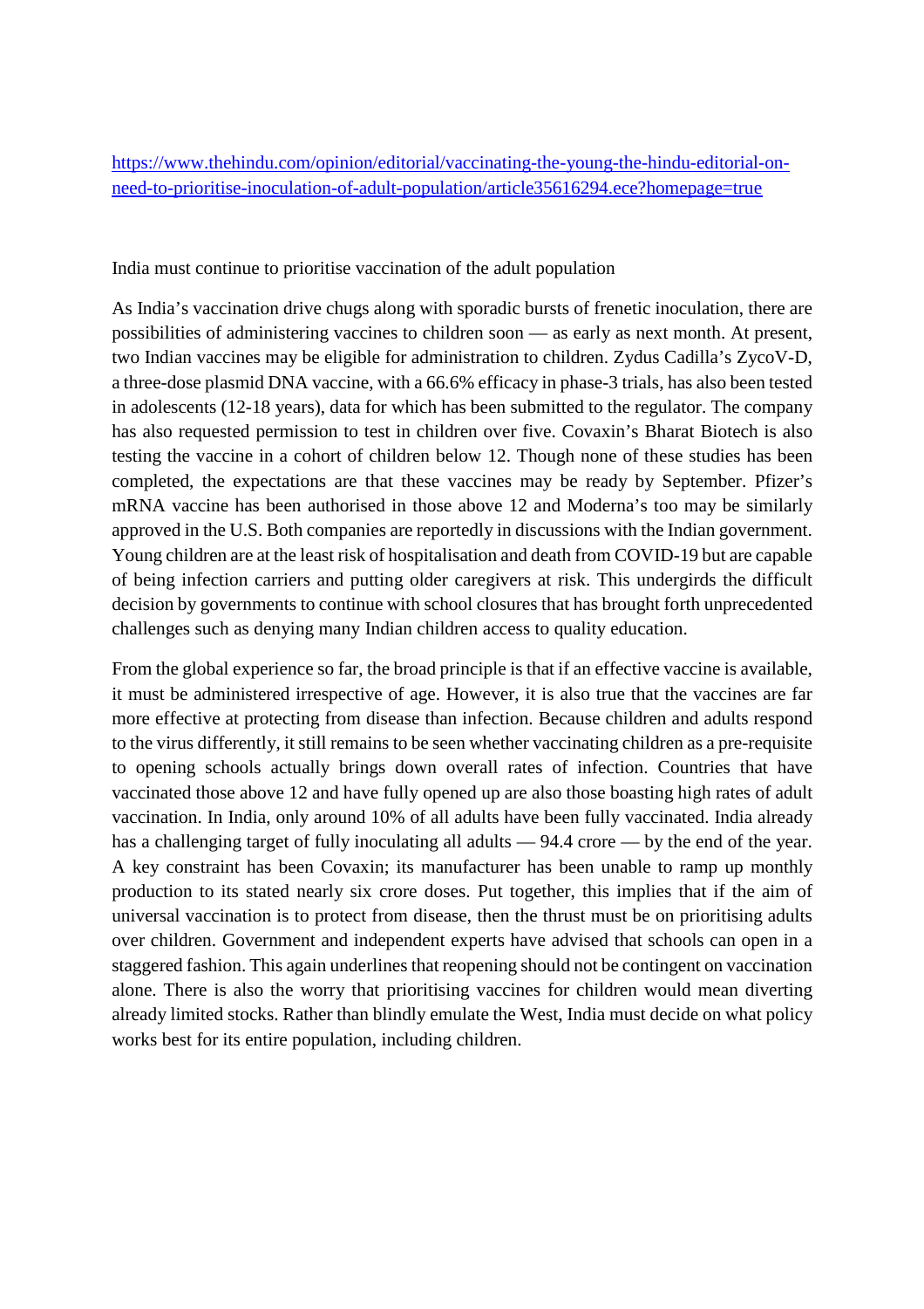[https://www.thehindu.com/opinion/editorial/vaccinating-the-young-the-hindu-editorial-on-need-to-prioritise-inoculation-of-adult-population/article35616294.ece?homepage=true](https://www.thehindu.com/opinion/editorial/vaccinating-the-young-the-hindu-editorial-on-need-to-prioritise-inoculation-of-adult-population/article35616294.ece?homepage=true)

India must continue to prioritise vaccination of the adult population

As India's vaccination drive chugs along with sporadic bursts of frenetic inoculation, there are possibilities of administering vaccines to children soon — as early as next month. At present, two Indian vaccines may be eligible for administration to children. Zydus Cadilla's ZycoV-D, a three-dose plasmid DNA vaccine, with a 66.6% efficacy in phase-3 trials, has also been tested in adolescents (12-18 years), data for which has been submitted to the regulator. The company has also requested permission to test in children over five. Covaxin's Bharat Biotech is also testing the vaccine in a cohort of children below 12. Though none of these studies has been completed, the expectations are that these vaccines may be ready by September. Pfizer's mRNA vaccine has been authorised in those above 12 and Moderna's too may be similarly approved in the U.S. Both companies are reportedly in discussions with the Indian government. Young children are at the least risk of hospitalisation and death from COVID-19 but are capable of being infection carriers and putting older caregivers at risk. This undergirds the difficult decision by governments to continue with school closures that has brought forth unprecedented challenges such as denying many Indian children access to quality education.

From the global experience so far, the broad principle is that if an effective vaccine is available, it must be administered irrespective of age. However, it is also true that the vaccines are far more effective at protecting from disease than infection. Because children and adults respond to the virus differently, it still remains to be seen whether vaccinating children as a pre-requisite to opening schools actually brings down overall rates of infection. Countries that have vaccinated those above 12 and have fully opened up are also those boasting high rates of adult vaccination. In India, only around 10% of all adults have been fully vaccinated. India already has a challenging target of fully inoculating all adults — 94.4 crore — by the end of the year. A key constraint has been Covaxin; its manufacturer has been unable to ramp up monthly production to its stated nearly six crore doses. Put together, this implies that if the aim of universal vaccination is to protect from disease, then the thrust must be on prioritising adults over children. Government and independent experts have advised that schools can open in a staggered fashion. This again underlines that reopening should not be contingent on vaccination alone. There is also the worry that prioritising vaccines for children would mean diverting already limited stocks. Rather than blindly emulate the West, India must decide on what policy works best for its entire population, including children.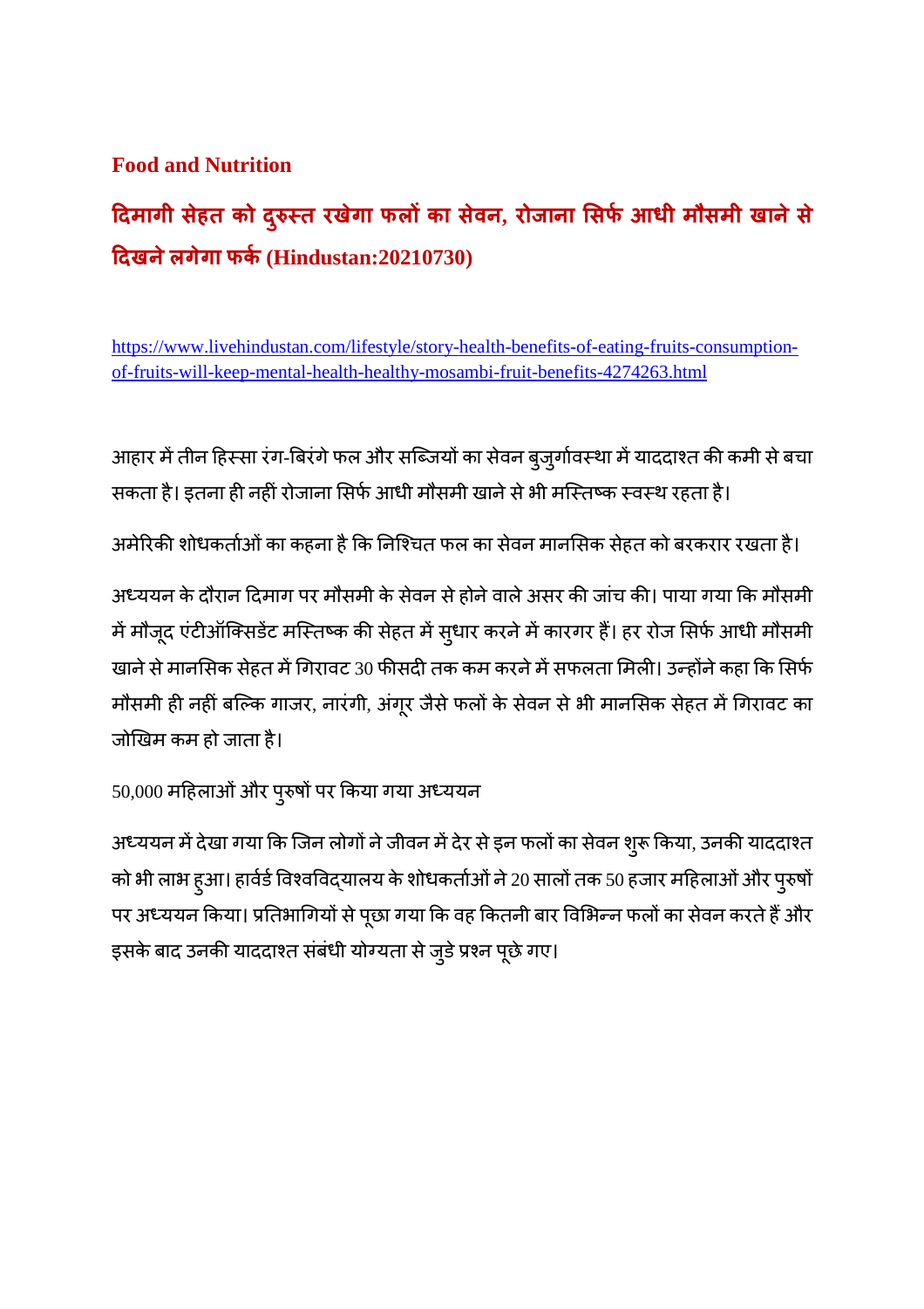**Food and Nutrition**

## दिमागी सेहत को दुरुस्त रखेगा फलों का सेवन, रोजाना सिर्फ आधी मौसमी खाने से दिखने लगेगा फर्क (Hindustan:20210730)

https://www.livehindustan.com/lifestyle/story-health-benefits-of-eating-fruits-consumption-of-fruits-will-keep-mental-health-healthy-mosambi-fruit-benefits-4274263.html

आहार में तीन हिस्सा रंग-बिरंगे फल और सब्जियों का सेवन बुजुर्गावस्था में याददाश्त की कमी से बचा सकता है। इतना ही नहीं रोजाना सिर्फ आधी मौसमी खाने से भी मस्तिष्क स्वस्थ रहता है।

अमेरिकी शोधकर्ताओं का कहना है कि निश्चित फल का सेवन मानसिक सेहत को बरकरार रखता है।

अध्ययन के दौरान दिमाग पर मौसमी के सेवन से होने वाले असर की जांच की। पाया गया कि मौसमी में मौजूद एंटीऑक्सिडेंट मस्तिष्क की सेहत में सुधार करने में कारगर हैं। हर रोज सिर्फ आधी मौसमी खाने से मानसिक सेहत में गिरावट 30 फीसदी तक कम करने में सफलता मिली। उन्होंने कहा कि सिर्फ मौसमी ही नहीं बल्कि गाजर, नारंगी, अंगूर जैसे फलों के सेवन से भी मानसिक सेहत में गिरावट का जोखिम कम हो जाता है।

50,000 महिलाओं और पुरुषों पर किया गया अध्ययन

अध्ययन में देखा गया कि जिन लोगों ने जीवन में देर से इन फलों का सेवन शुरू किया, उनकी याददाश्त को भी लाभ हुआ। हार्वर्ड विश्वविद्यालय के शोधकर्ताओं ने 20 सालों तक 50 हजार महिलाओं और पुरुषों पर अध्ययन किया। प्रतिभागियों से पूछा गया कि वह कितनी बार विभिन्न फलों का सेवन करते हैं और इसके बाद उनकी याददाश्त संबंधी योग्यता से जुडे प्रश्न पूछे गए।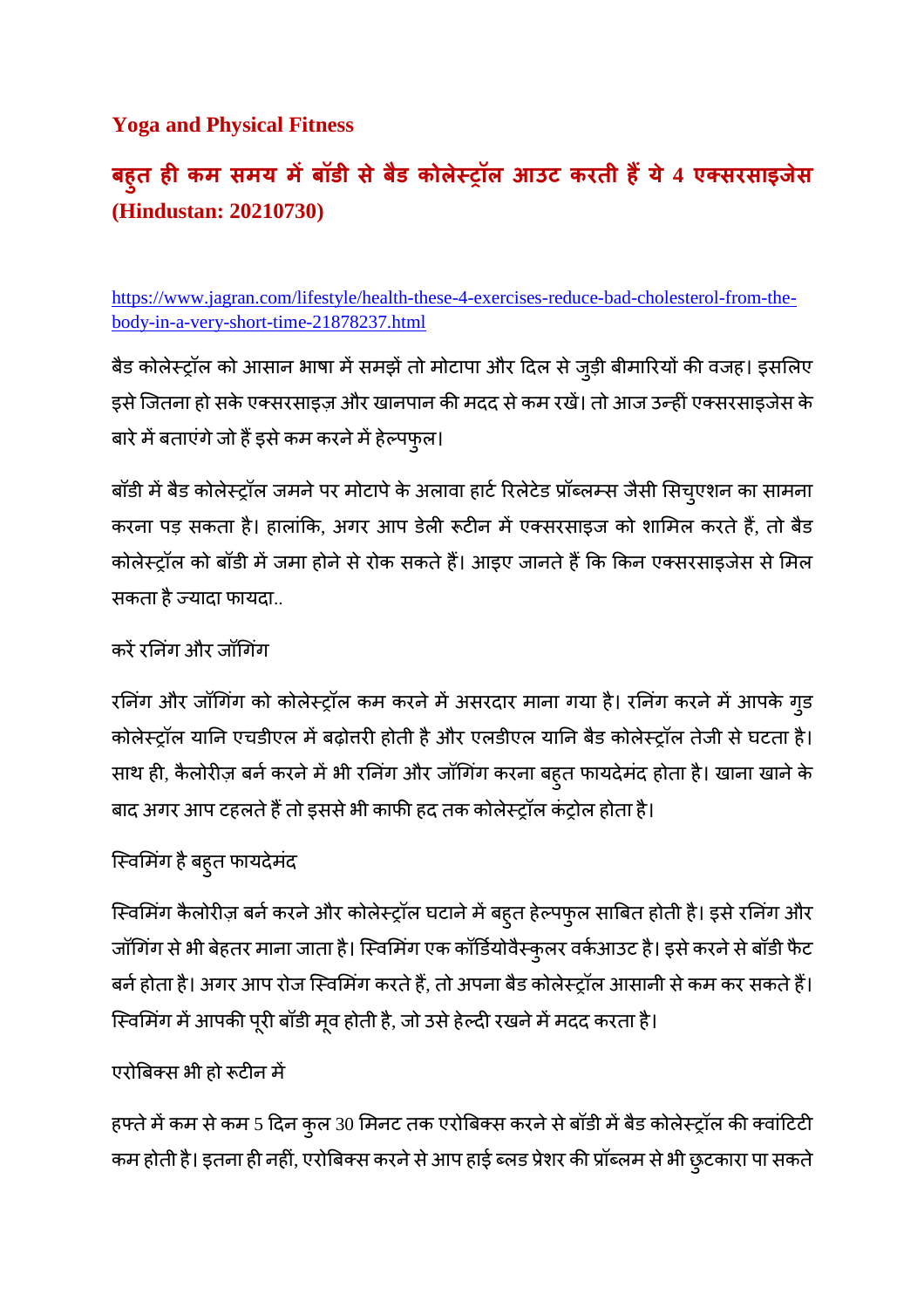## Yoga and Physical Fitness

## बहुत ही कम समय में बॉडी से बैड कोलेस्ट्रॉल आउट करती हैं ये 4 एक्सरसाइजेस (Hindustan: 20210730)

https://www.jagran.com/lifestyle/health-these-4-exercises-reduce-bad-cholesterol-from-the-body-in-a-very-short-time-21878237.html

बैड कोलेस्ट्रॉल को आसान भाषा में समझें तो मोटापा और दिल से जुड़ी बीमारियों की वजह। इसलिए इसे जितना हो सके एक्सरसाइज़ और खानपान की मदद से कम रखें। तो आज उन्हीं एक्सरसाइजेस के बारे में बताएंगे जो हैं इसे कम करने में हेल्पफुल।

बॉडी में बैड कोलेस्ट्रॉल जमने पर मोटापे के अलावा हार्ट रिलेटेड प्रॉब्लम्स जैसी सिचुएशन का सामना करना पड़ सकता है। हालांकि, अगर आप डेली रूटीन में एक्सरसाइज को शामिल करते हैं, तो बैड कोलेस्ट्रॉल को बॉडी में जमा होने से रोक सकते हैं। आइए जानते हैं कि किन एक्सरसाइजेस से मिल सकता है ज्यादा फायदा..

करें रनिंग और जॉगिंग

रनिंग और जॉगिंग को कोलेस्ट्रॉल कम करने में असरदार माना गया है। रनिंग करने में आपके गुड कोलेस्ट्रॉल यानि एचडीएल में बढ़ोत्तरी होती है और एलडीएल यानि बैड कोलेस्ट्रॉल तेजी से घटता है। साथ ही, कैलोरीज़ बर्न करने में भी रनिंग और जॉगिंग करना बहुत फायदेमंद होता है। खाना खाने के बाद अगर आप टहलते हैं तो इससे भी काफी हद तक कोलेस्ट्रॉल कंट्रोल होता है।

स्विमिंग है बहुत फायदेमंद

स्विमिंग कैलोरीज़ बर्न करने और कोलेस्ट्रॉल घटाने में बहुत हेल्पफुल साबित होती है। इसे रनिंग और जॉगिंग से भी बेहतर माना जाता है। स्विमिंग एक कॉर्डियोवैस्कुलर वर्कआउट है। इसे करने से बॉडी फैट बर्न होता है। अगर आप रोज स्विमिंग करते हैं, तो अपना बैड कोलेस्ट्रॉल आसानी से कम कर सकते हैं। स्विमिंग में आपकी पूरी बॉडी मूव होती है, जो उसे हेल्दी रखने में मदद करता है।

एरोबिक्स भी हो रूटीन में

हफ्ते में कम से कम 5 दिन कुल 30 मिनट तक एरोबिक्स करने से बॉडी में बैड कोलेस्ट्रॉल की क्वांटिटी कम होती है। इतना ही नहीं, एरोबिक्स करने से आप हाई ब्लड प्रेशर की प्रॉब्लम से भी छुटकारा पा सकते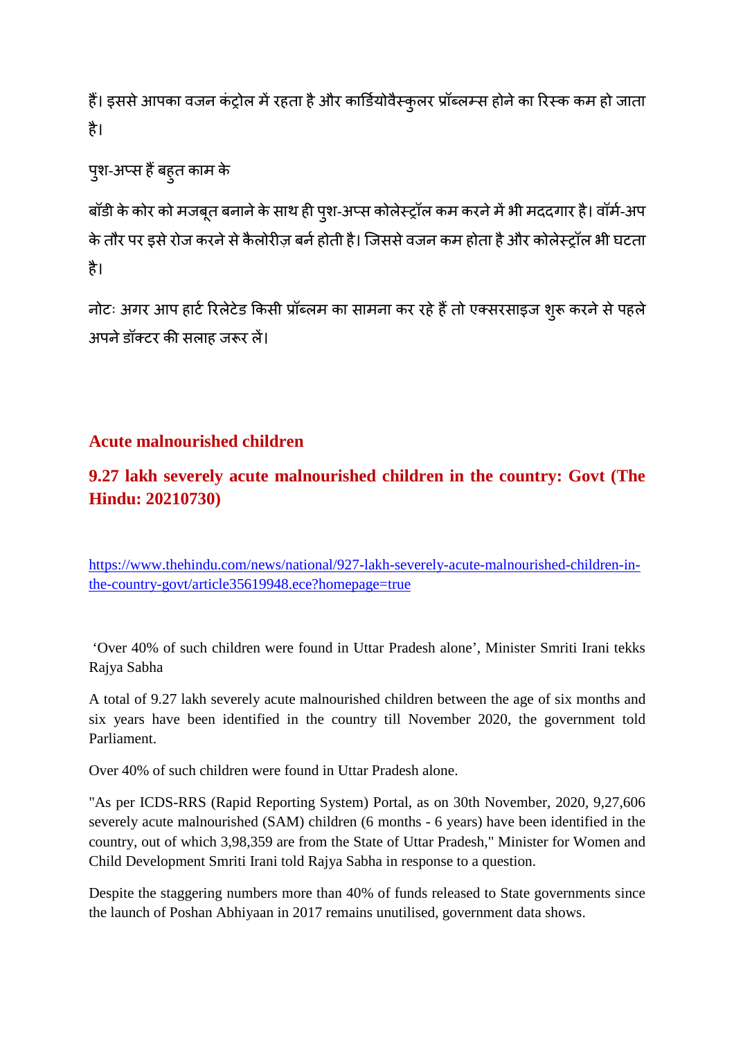हैं। इससे आपका वजन कंट्रोल में रहता है और कार्डियोवैस्कुलर प्रॉब्लम्स होने का रिस्क कम हो जाता है।

पुश-अप्स हैं बहुत काम के

बॉडी के कोर को मजबूत बनाने के साथ ही पुश-अप्स कोलेस्ट्रॉल कम करने में भी मददगार है। वॉर्म-अप के तौर पर इसे रोज करने से कैलोरीज़ बर्न होती है। जिससे वजन कम होता है और कोलेस्ट्रॉल भी घटता है।

नोटः अगर आप हार्ट रिलेटेड किसी प्रॉब्लम का सामना कर रहे हैं तो एक्सरसाइज शुरू करने से पहले अपने डॉक्टर की सलाह जरूर लें।

## Acute malnourished children

## 9.27 lakh severely acute malnourished children in the country: Govt (The Hindu: 20210730)

https://www.thehindu.com/news/national/927-lakh-severely-acute-malnourished-children-in-the-country-govt/article35619948.ece?homepage=true

'Over 40% of such children were found in Uttar Pradesh alone', Minister Smriti Irani tekks Rajya Sabha

A total of 9.27 lakh severely acute malnourished children between the age of six months and six years have been identified in the country till November 2020, the government told Parliament.

Over 40% of such children were found in Uttar Pradesh alone.

"As per ICDS-RRS (Rapid Reporting System) Portal, as on 30th November, 2020, 9,27,606 severely acute malnourished (SAM) children (6 months - 6 years) have been identified in the country, out of which 3,98,359 are from the State of Uttar Pradesh," Minister for Women and Child Development Smriti Irani told Rajya Sabha in response to a question.

Despite the staggering numbers more than 40% of funds released to State governments since the launch of Poshan Abhiyaan in 2017 remains unutilised, government data shows.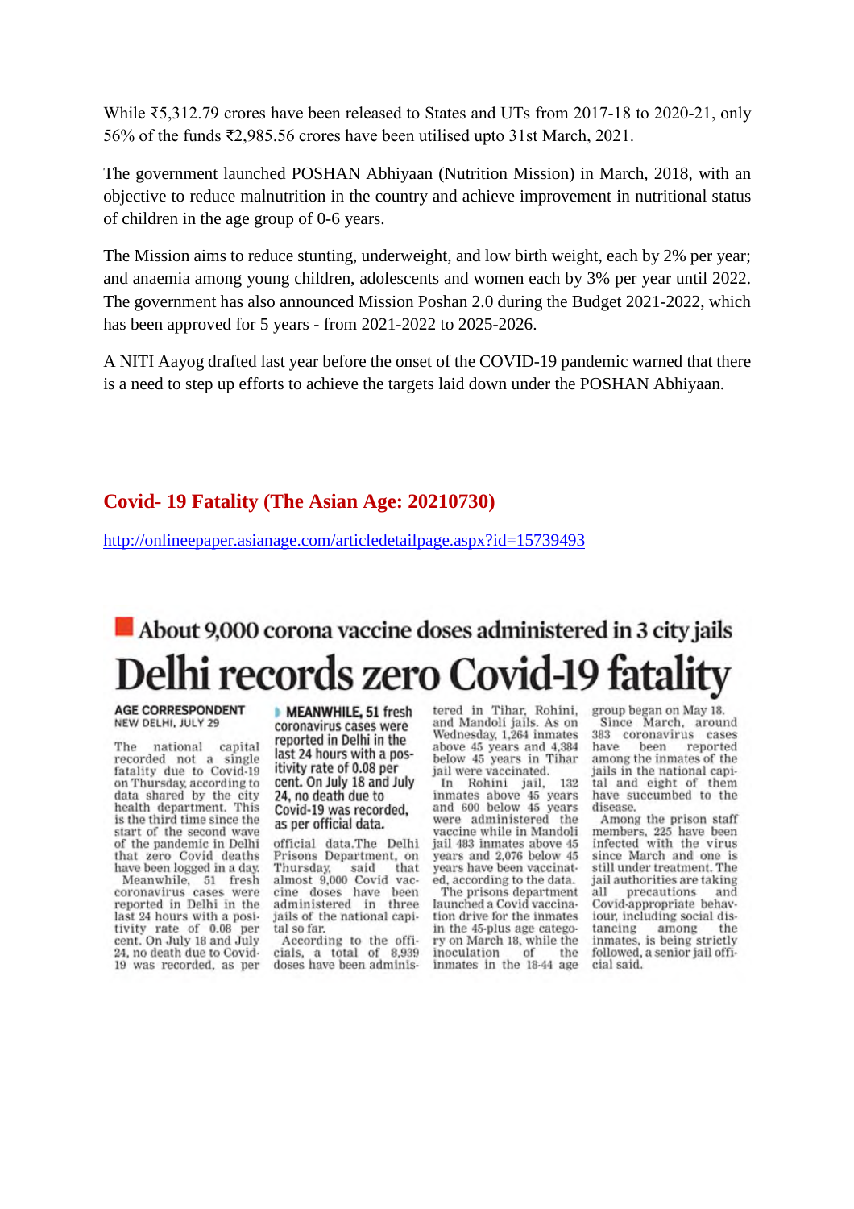While ₹5,312.79 crores have been released to States and UTs from 2017-18 to 2020-21, only 56% of the funds ₹2,985.56 crores have been utilised upto 31st March, 2021.

The government launched POSHAN Abhiyaan (Nutrition Mission) in March, 2018, with an objective to reduce malnutrition in the country and achieve improvement in nutritional status of children in the age group of 0-6 years.

The Mission aims to reduce stunting, underweight, and low birth weight, each by 2% per year; and anaemia among young children, adolescents and women each by 3% per year until 2022. The government has also announced Mission Poshan 2.0 during the Budget 2021-2022, which has been approved for 5 years - from 2021-2022 to 2025-2026.

A NITI Aayog drafted last year before the onset of the COVID-19 pandemic warned that there is a need to step up efforts to achieve the targets laid down under the POSHAN Abhiyaan.

## Covid- 19 Fatality (The Asian Age: 20210730)

http://onlineepaper.asianage.com/articledetailpage.aspx?id=15739493

### About 9,000 corona vaccine doses administered in 3 city jails

# Delhi records zero Covid-19 fatality

**AGE CORRESPONDENT**
NEW DELHI, JULY 29

The national capital recorded not a single fatality due to Covid-19 on Thursday, according to data shared by the city health department. This is the third time since the start of the second wave of the pandemic in Delhi that zero Covid deaths have been logged in a day.

Meanwhile, 51 fresh coronavirus cases were reported in Delhi in the last 24 hours with a positivity rate of 0.08 per cent. On July 18 and July 24, no death due to Covid-19 was recorded, as per official data.

**MEANWHILE, 51 fresh coronavirus cases were reported in Delhi in the last 24 hours with a positivity rate of 0.08 per cent. On July 18 and July 24, no death due to Covid-19 was recorded, as per official data.**

The Delhi Prisons Department, on Thursday, said that almost 9,000 Covid vaccine doses have been administered in three jails of the national capital so far.

According to the officials, a total of 8,939 doses have been administered in Tihar, Rohini, and Mandoli jails. As on Wednesday, 1,264 inmates above 45 years and 4,384 below 45 years in Tihar jail were vaccinated.

In Rohini jail, 132 inmates above 45 years and 600 below 45 years were administered the vaccine while in Mandoli jail 483 inmates above 45 years and 2,076 below 45 years have been vaccinated, according to the data.

The prisons department launched a Covid vaccination drive for the inmates in the 45-plus age category on March 18, while the inoculation of the inmates in the 18-44 age group began on May 18.

Since March, around 383 coronavirus cases have been reported among the inmates of the jails in the national capital and eight of them have succumbed to the disease.

Among the prison staff members, 225 have been infected with the virus since March and one is still under treatment. The jail authorities are taking all precautions and Covid-appropriate behaviour, including social distancing among the inmates, is being strictly followed, a senior jail official said.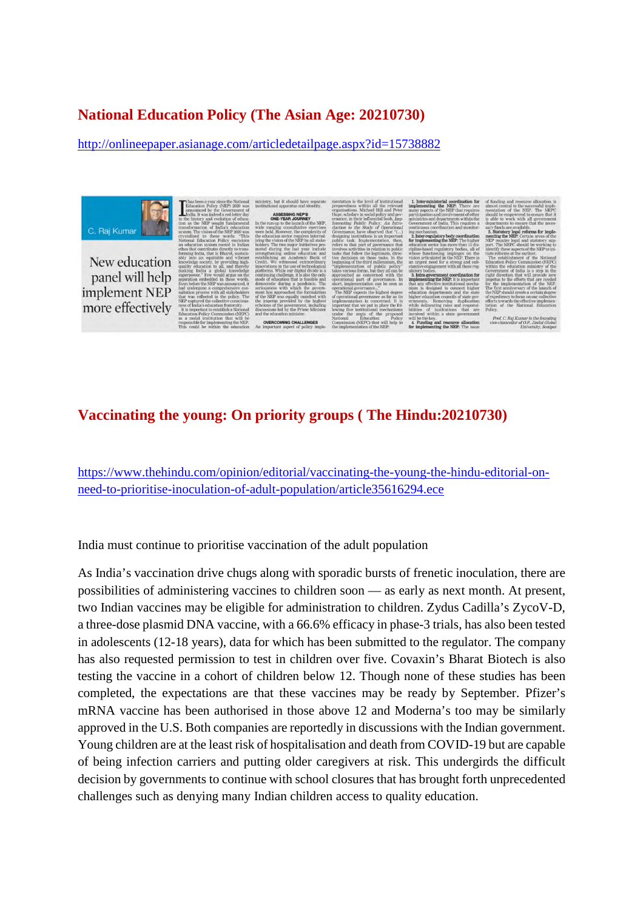## National Education Policy (The Asian Age: 20210730)

http://onlineepaper.asianage.com/articledetailpage.aspx?id=15738882

C. Raj Kumar

New education panel will help implement NEP more effectively

## Vaccinating the young: On priority groups ( The Hindu:20210730)

https://www.thehindu.com/opinion/editorial/vaccinating-the-young-the-hindu-editorial-on-need-to-prioritise-inoculation-of-adult-population/article35616294.ece

India must continue to prioritise vaccination of the adult population

As India's vaccination drive chugs along with sporadic bursts of frenetic inoculation, there are possibilities of administering vaccines to children soon — as early as next month. At present, two Indian vaccines may be eligible for administration to children. Zydus Cadilla's ZycoV-D, a three-dose plasmid DNA vaccine, with a 66.6% efficacy in phase-3 trials, has also been tested in adolescents (12-18 years), data for which has been submitted to the regulator. The company has also requested permission to test in children over five. Covaxin's Bharat Biotech is also testing the vaccine in a cohort of children below 12. Though none of these studies has been completed, the expectations are that these vaccines may be ready by September. Pfizer's mRNA vaccine has been authorised in those above 12 and Moderna's too may be similarly approved in the U.S. Both companies are reportedly in discussions with the Indian government. Young children are at the least risk of hospitalisation and death from COVID-19 but are capable of being infection carriers and putting older caregivers at risk. This undergirds the difficult decision by governments to continue with school closures that has brought forth unprecedented challenges such as denying many Indian children access to quality education.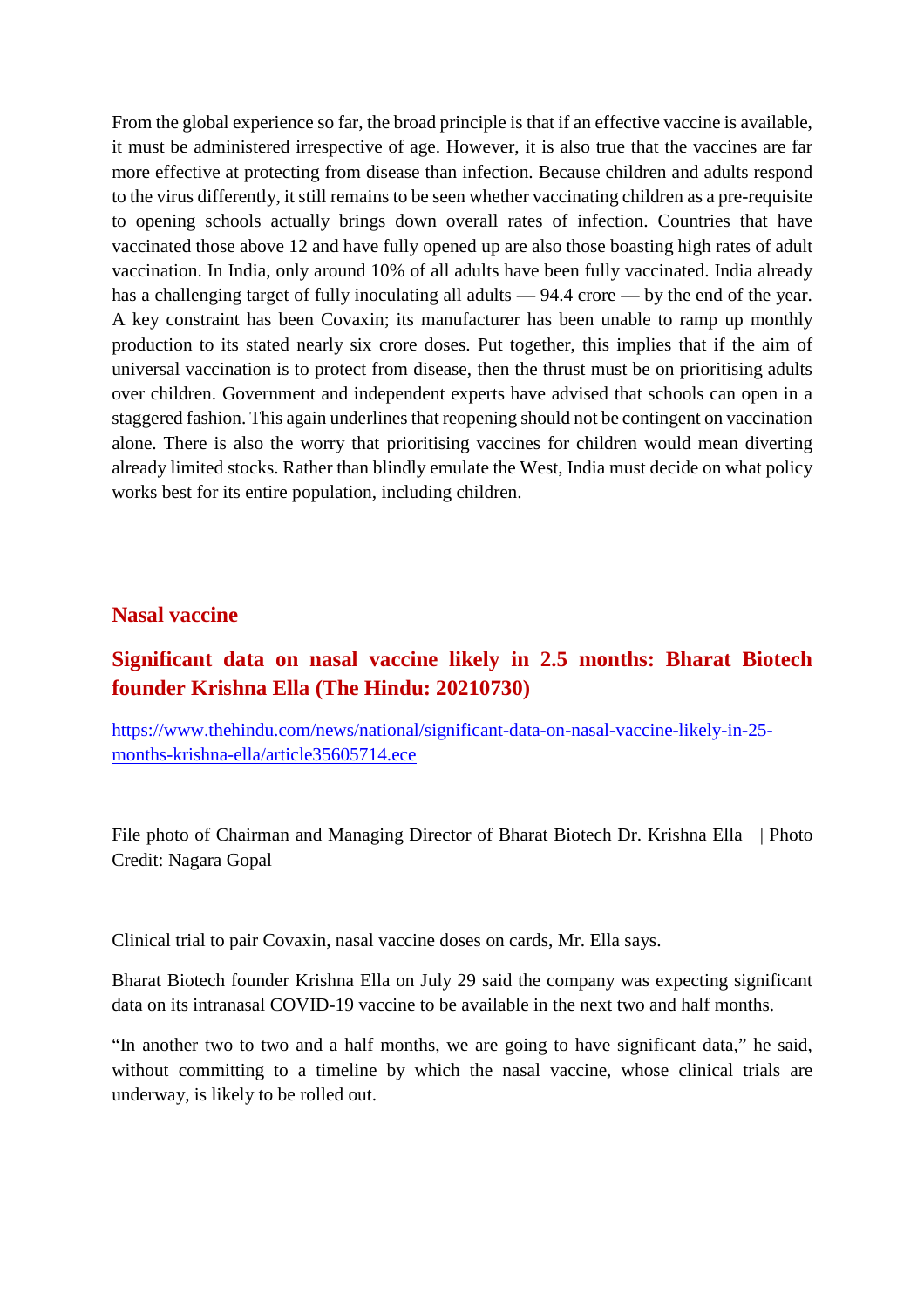From the global experience so far, the broad principle is that if an effective vaccine is available, it must be administered irrespective of age. However, it is also true that the vaccines are far more effective at protecting from disease than infection. Because children and adults respond to the virus differently, it still remains to be seen whether vaccinating children as a pre-requisite to opening schools actually brings down overall rates of infection. Countries that have vaccinated those above 12 and have fully opened up are also those boasting high rates of adult vaccination. In India, only around 10% of all adults have been fully vaccinated. India already has a challenging target of fully inoculating all adults — 94.4 crore — by the end of the year. A key constraint has been Covaxin; its manufacturer has been unable to ramp up monthly production to its stated nearly six crore doses. Put together, this implies that if the aim of universal vaccination is to protect from disease, then the thrust must be on prioritising adults over children. Government and independent experts have advised that schools can open in a staggered fashion. This again underlines that reopening should not be contingent on vaccination alone. There is also the worry that prioritising vaccines for children would mean diverting already limited stocks. Rather than blindly emulate the West, India must decide on what policy works best for its entire population, including children.

## Nasal vaccine

### Significant data on nasal vaccine likely in 2.5 months: Bharat Biotech founder Krishna Ella (The Hindu: 20210730)

https://www.thehindu.com/news/national/significant-data-on-nasal-vaccine-likely-in-25-months-krishna-ella/article35605714.ece

File photo of Chairman and Managing Director of Bharat Biotech Dr. Krishna Ella | Photo Credit: Nagara Gopal

Clinical trial to pair Covaxin, nasal vaccine doses on cards, Mr. Ella says.

Bharat Biotech founder Krishna Ella on July 29 said the company was expecting significant data on its intranasal COVID-19 vaccine to be available in the next two and half months.

"In another two to two and a half months, we are going to have significant data," he said, without committing to a timeline by which the nasal vaccine, whose clinical trials are underway, is likely to be rolled out.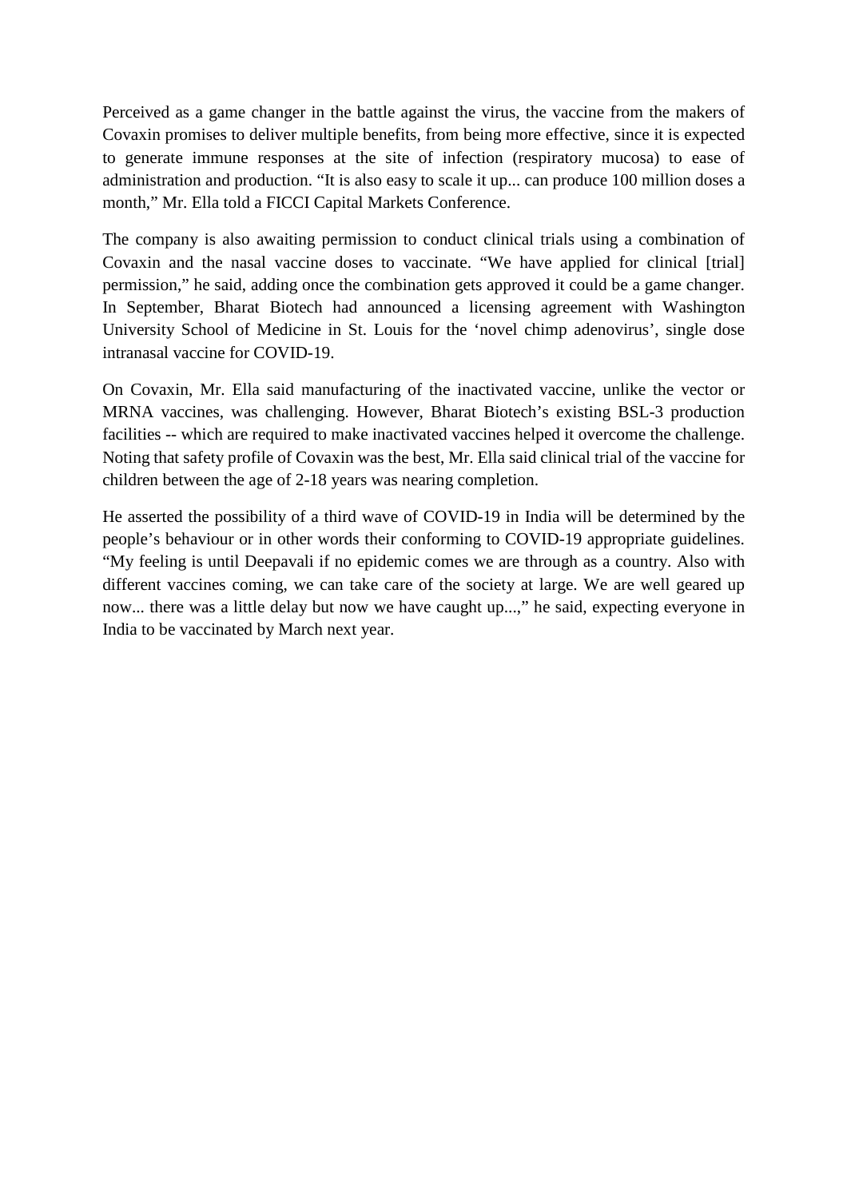Perceived as a game changer in the battle against the virus, the vaccine from the makers of Covaxin promises to deliver multiple benefits, from being more effective, since it is expected to generate immune responses at the site of infection (respiratory mucosa) to ease of administration and production. "It is also easy to scale it up... can produce 100 million doses a month," Mr. Ella told a FICCI Capital Markets Conference.

The company is also awaiting permission to conduct clinical trials using a combination of Covaxin and the nasal vaccine doses to vaccinate. "We have applied for clinical [trial] permission," he said, adding once the combination gets approved it could be a game changer. In September, Bharat Biotech had announced a licensing agreement with Washington University School of Medicine in St. Louis for the 'novel chimp adenovirus', single dose intranasal vaccine for COVID-19.

On Covaxin, Mr. Ella said manufacturing of the inactivated vaccine, unlike the vector or MRNA vaccines, was challenging. However, Bharat Biotech's existing BSL-3 production facilities -- which are required to make inactivated vaccines helped it overcome the challenge. Noting that safety profile of Covaxin was the best, Mr. Ella said clinical trial of the vaccine for children between the age of 2-18 years was nearing completion.

He asserted the possibility of a third wave of COVID-19 in India will be determined by the people's behaviour or in other words their conforming to COVID-19 appropriate guidelines. "My feeling is until Deepavali if no epidemic comes we are through as a country. Also with different vaccines coming, we can take care of the society at large. We are well geared up now... there was a little delay but now we have caught up...," he said, expecting everyone in India to be vaccinated by March next year.